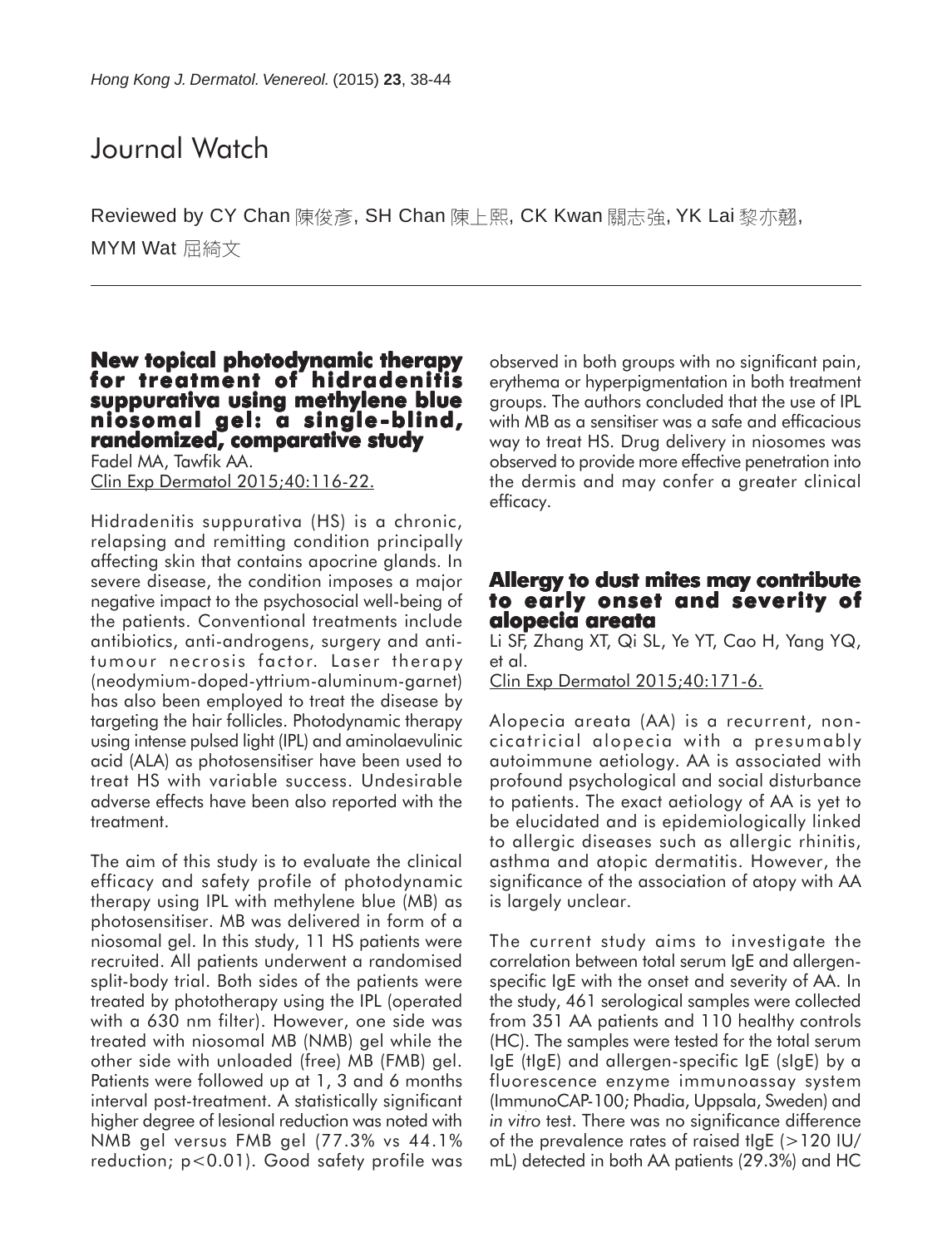# Journal Watch

Reviewed by CY Chan 陳俊彥, SH Chan 陳上熙, CK Kwan 關志強, YK Lai 黎亦翹, MYM Wat 屈綺文

## New topical photodynamic therapy for treatment of hidradenitis suppurativa using methylene blue niosomal gel: a single-blind, randomized, comparative study

Fadel MA, Tawfik AA.
Clin Exp Dermatol 2015;40:116-22.

Hidradenitis suppurativa (HS) is a chronic, relapsing and remitting condition principally affecting skin that contains apocrine glands. In severe disease, the condition imposes a major negative impact to the psychosocial well-being of the patients. Conventional treatments include antibiotics, anti-androgens, surgery and anti-tumour necrosis factor. Laser therapy (neodymium-doped-yttrium-aluminum-garnet) has also been employed to treat the disease by targeting the hair follicles. Photodynamic therapy using intense pulsed light (IPL) and aminolaevulinic acid (ALA) as photosensitiser have been used to treat HS with variable success. Undesirable adverse effects have been also reported with the treatment.

The aim of this study is to evaluate the clinical efficacy and safety profile of photodynamic therapy using IPL with methylene blue (MB) as photosensitiser. MB was delivered in form of a niosomal gel. In this study, 11 HS patients were recruited. All patients underwent a randomised split-body trial. Both sides of the patients were treated by phototherapy using the IPL (operated with a 630 nm filter). However, one side was treated with niosomal MB (NMB) gel while the other side with unloaded (free) MB (FMB) gel. Patients were followed up at 1, 3 and 6 months interval post-treatment. A statistically significant higher degree of lesional reduction was noted with NMB gel versus FMB gel (77.3% vs 44.1% reduction; $p<0.01$). Good safety profile was observed in both groups with no significant pain, erythema or hyperpigmentation in both treatment groups. The authors concluded that the use of IPL with MB as a sensitiser was a safe and efficacious way to treat HS. Drug delivery in niosomes was observed to provide more effective penetration into the dermis and may confer a greater clinical efficacy.

## Allergy to dust mites may contribute to early onset and severity of alopecia areata

Li SF, Zhang XT, Qi SL, Ye YT, Cao H, Yang YQ, et al.
Clin Exp Dermatol 2015;40:171-6.

Alopecia areata (AA) is a recurrent, non-cicatricial alopecia with a presumably autoimmune aetiology. AA is associated with profound psychological and social disturbance to patients. The exact aetiology of AA is yet to be elucidated and is epidemiologically linked to allergic diseases such as allergic rhinitis, asthma and atopic dermatitis. However, the significance of the association of atopy with AA is largely unclear.

The current study aims to investigate the correlation between total serum IgE and allergen-specific IgE with the onset and severity of AA. In the study, 461 serological samples were collected from 351 AA patients and 110 healthy controls (HC). The samples were tested for the total serum IgE (tIgE) and allergen-specific IgE (sIgE) by a fluorescence enzyme immunoassay system (ImmunoCAP-100; Phadia, Uppsala, Sweden) and *in vitro* test. There was no significance difference of the prevalence rates of raised tIgE (>120 IU/mL) detected in both AA patients (29.3%) and HC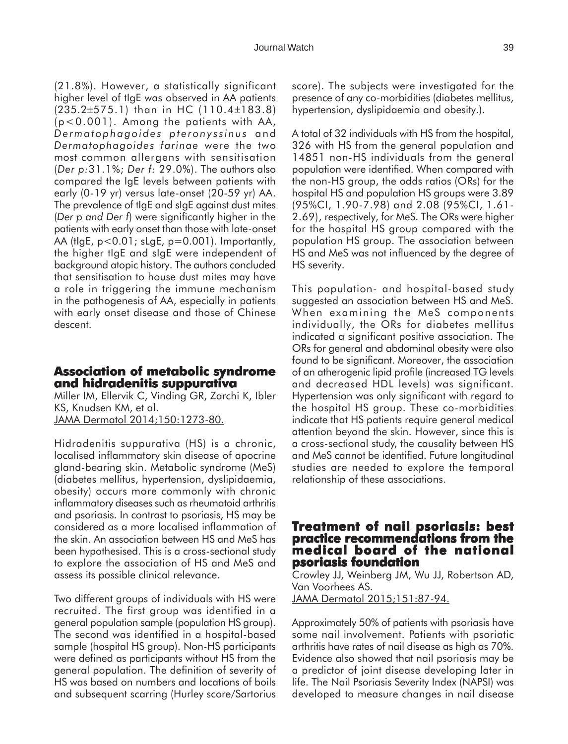(21.8%). However, a statistically significant higher level of tIgE was observed in AA patients (235.2±575.1) than in HC (110.4±183.8) ($p<0.001$). Among the patients with AA, *Dermatophagoides pteronyssinus* and *Dermatophagoides farinae* were the two most common allergens with sensitisation (*Der p*:31.1%; *Der f*: 29.0%). The authors also compared the IgE levels between patients with early (0-19 yr) versus late-onset (20-59 yr) AA. The prevalence of tIgE and sIgE against dust mites (*Der p and Der f*) were significantly higher in the patients with early onset than those with late-onset AA (tIgE, $p<0.01$; sLgE, $p=0.001$). Importantly, the higher tIgE and sIgE were independent of background atopic history. The authors concluded that sensitisation to house dust mites may have a role in triggering the immune mechanism in the pathogenesis of AA, especially in patients with early onset disease and those of Chinese descent.

## Association of metabolic syndrome and hidradenitis suppurativa

Miller IM, Ellervik C, Vinding GR, Zarchi K, Ibler KS, Knudsen KM, et al.
JAMA Dermatol 2014;150:1273-80.

Hidradenitis suppurativa (HS) is a chronic, localised inflammatory skin disease of apocrine gland-bearing skin. Metabolic syndrome (MeS) (diabetes mellitus, hypertension, dyslipidaemia, obesity) occurs more commonly with chronic inflammatory diseases such as rheumatoid arthritis and psoriasis. In contrast to psoriasis, HS may be considered as a more localised inflammation of the skin. An association between HS and MeS has been hypothesised. This is a cross-sectional study to explore the association of HS and MeS and assess its possible clinical relevance.

Two different groups of individuals with HS were recruited. The first group was identified in a general population sample (population HS group). The second was identified in a hospital-based sample (hospital HS group). Non-HS participants were defined as participants without HS from the general population. The definition of severity of HS was based on numbers and locations of boils and subsequent scarring (Hurley score/Sartorius score). The subjects were investigated for the presence of any co-morbidities (diabetes mellitus, hypertension, dyslipidaemia and obesity.).

A total of 32 individuals with HS from the hospital, 326 with HS from the general population and 14851 non-HS individuals from the general population were identified. When compared with the non-HS group, the odds ratios (ORs) for the hospital HS and population HS groups were 3.89 (95%CI, 1.90-7.98) and 2.08 (95%CI, 1.61-2.69), respectively, for MeS. The ORs were higher for the hospital HS group compared with the population HS group. The association between HS and MeS was not influenced by the degree of HS severity.

This population- and hospital-based study suggested an association between HS and MeS. When examining the MeS components individually, the ORs for diabetes mellitus indicated a significant positive association. The ORs for general and abdominal obesity were also found to be significant. Moreover, the association of an atherogenic lipid profile (increased TG levels and decreased HDL levels) was significant. Hypertension was only significant with regard to the hospital HS group. These co-morbidities indicate that HS patients require general medical attention beyond the skin. However, since this is a cross-sectional study, the causality between HS and MeS cannot be identified. Future longitudinal studies are needed to explore the temporal relationship of these associations.

## Treatment of nail psoriasis: best practice recommendations from the medical board of the national psoriasis foundation

Crowley JJ, Weinberg JM, Wu JJ, Robertson AD, Van Voorhees AS.
JAMA Dermatol 2015;151:87-94.

Approximately 50% of patients with psoriasis have some nail involvement. Patients with psoriatic arthritis have rates of nail disease as high as 70%. Evidence also showed that nail psoriasis may be a predictor of joint disease developing later in life. The Nail Psoriasis Severity Index (NAPSI) was developed to measure changes in nail disease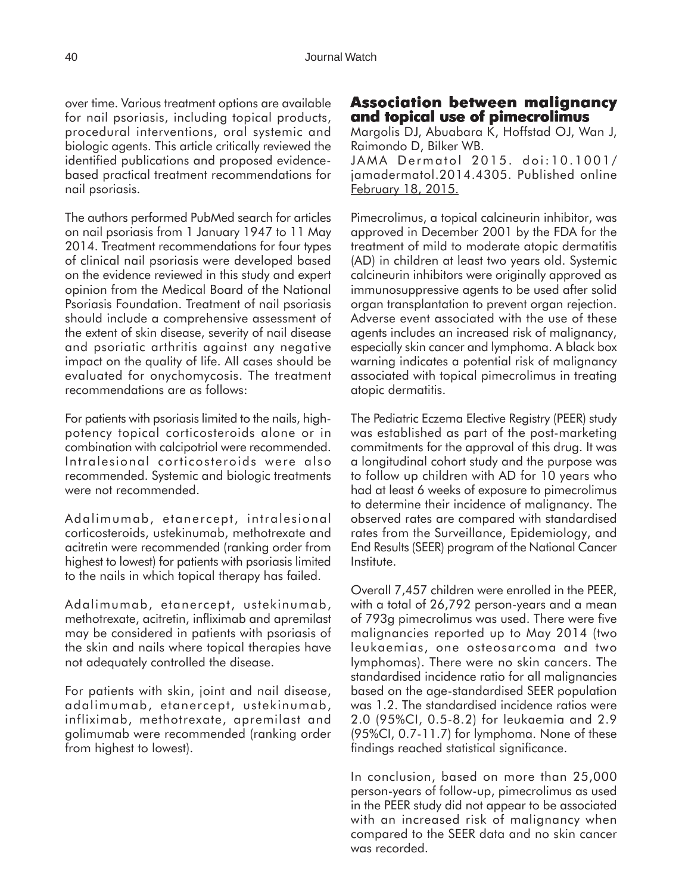over time. Various treatment options are available for nail psoriasis, including topical products, procedural interventions, oral systemic and biologic agents. This article critically reviewed the identified publications and proposed evidence-based practical treatment recommendations for nail psoriasis.

The authors performed PubMed search for articles on nail psoriasis from 1 January 1947 to 11 May 2014. Treatment recommendations for four types of clinical nail psoriasis were developed based on the evidence reviewed in this study and expert opinion from the Medical Board of the National Psoriasis Foundation. Treatment of nail psoriasis should include a comprehensive assessment of the extent of skin disease, severity of nail disease and psoriatic arthritis against any negative impact on the quality of life. All cases should be evaluated for onychomycosis. The treatment recommendations are as follows:

For patients with psoriasis limited to the nails, high-potency topical corticosteroids alone or in combination with calcipotriol were recommended. Intralesional corticosteroids were also recommended. Systemic and biologic treatments were not recommended.

Adalimumab, etanercept, intralesional corticosteroids, ustekinumab, methotrexate and acitretin were recommended (ranking order from highest to lowest) for patients with psoriasis limited to the nails in which topical therapy has failed.

Adalimumab, etanercept, ustekinumab, methotrexate, acitretin, infliximab and apremilast may be considered in patients with psoriasis of the skin and nails where topical therapies have not adequately controlled the disease.

For patients with skin, joint and nail disease, adalimumab, etanercept, ustekinumab, infliximab, methotrexate, apremilast and golimumab were recommended (ranking order from highest to lowest).

## Association between malignancy and topical use of pimecrolimus

Margolis DJ, Abuabara K, Hoffstad OJ, Wan J, Raimondo D, Bilker WB.
JAMA Dermatol 2015. doi:10.1001/jamadermatol.2014.4305. Published online February 18, 2015.

Pimecrolimus, a topical calcineurin inhibitor, was approved in December 2001 by the FDA for the treatment of mild to moderate atopic dermatitis (AD) in children at least two years old. Systemic calcineurin inhibitors were originally approved as immunosuppressive agents to be used after solid organ transplantation to prevent organ rejection. Adverse event associated with the use of these agents includes an increased risk of malignancy, especially skin cancer and lymphoma. A black box warning indicates a potential risk of malignancy associated with topical pimecrolimus in treating atopic dermatitis.

The Pediatric Eczema Elective Registry (PEER) study was established as part of the post-marketing commitments for the approval of this drug. It was a longitudinal cohort study and the purpose was to follow up children with AD for 10 years who had at least 6 weeks of exposure to pimecrolimus to determine their incidence of malignancy. The observed rates are compared with standardised rates from the Surveillance, Epidemiology, and End Results (SEER) program of the National Cancer Institute.

Overall 7,457 children were enrolled in the PEER, with a total of 26,792 person-years and a mean of 793g pimecrolimus was used. There were five malignancies reported up to May 2014 (two leukaemias, one osteosarcoma and two lymphomas). There were no skin cancers. The standardised incidence ratio for all malignancies based on the age-standardised SEER population was 1.2. The standardised incidence ratios were 2.0 (95%CI, 0.5-8.2) for leukaemia and 2.9 (95%CI, 0.7-11.7) for lymphoma. None of these findings reached statistical significance.

In conclusion, based on more than 25,000 person-years of follow-up, pimecrolimus as used in the PEER study did not appear to be associated with an increased risk of malignancy when compared to the SEER data and no skin cancer was recorded.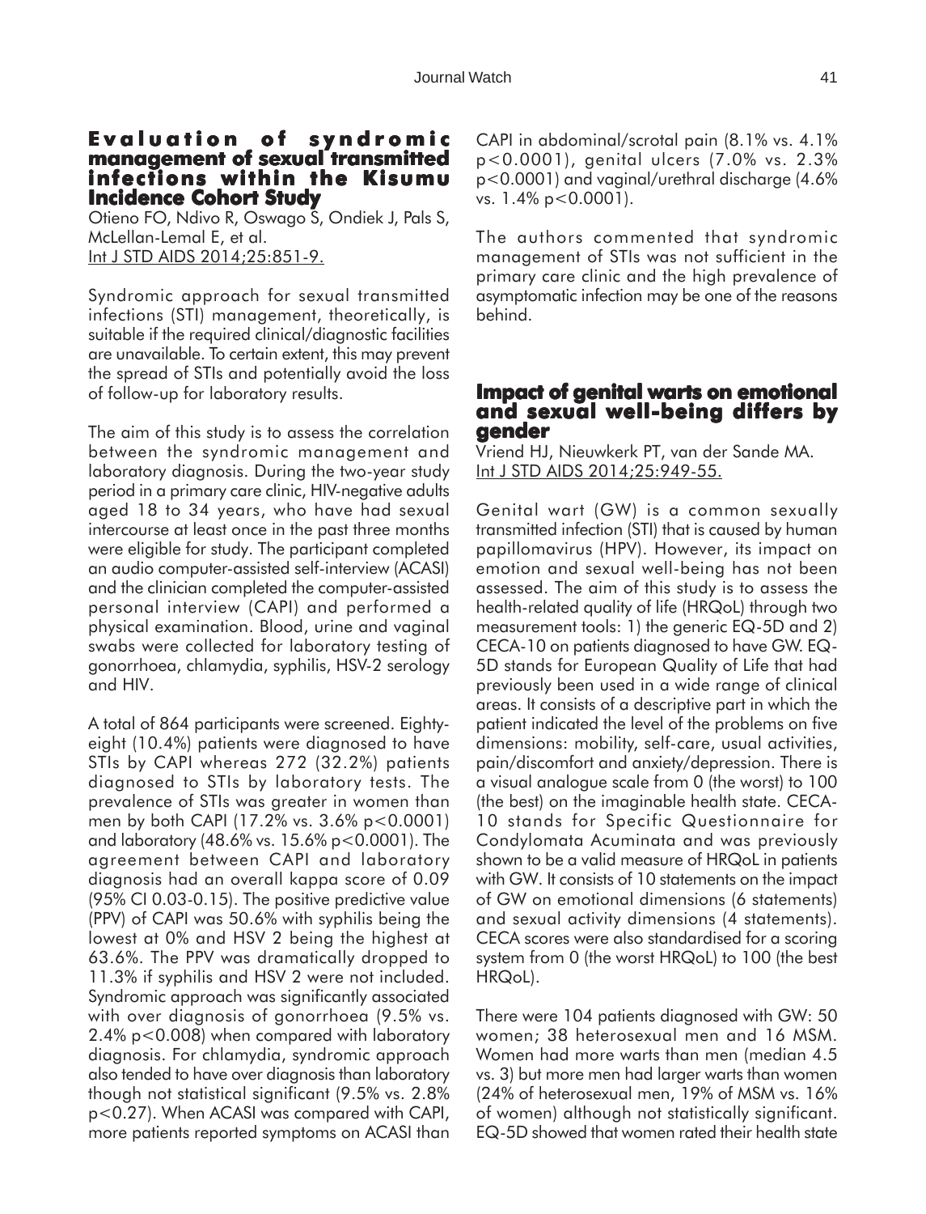## Evaluation of syndromic management of sexual transmitted infections within the Kisumu Incidence Cohort Study

Otieno FO, Ndivo R, Oswago S, Ondiek J, Pals S, McLellan-Lemal E, et al.
Int J STD AIDS 2014;25:851-9.

Syndromic approach for sexual transmitted infections (STI) management, theoretically, is suitable if the required clinical/diagnostic facilities are unavailable. To certain extent, this may prevent the spread of STIs and potentially avoid the loss of follow-up for laboratory results.

The aim of this study is to assess the correlation between the syndromic management and laboratory diagnosis. During the two-year study period in a primary care clinic, HIV-negative adults aged 18 to 34 years, who have had sexual intercourse at least once in the past three months were eligible for study. The participant completed an audio computer-assisted self-interview (ACASI) and the clinician completed the computer-assisted personal interview (CAPI) and performed a physical examination. Blood, urine and vaginal swabs were collected for laboratory testing of gonorrhoea, chlamydia, syphilis, HSV-2 serology and HIV.

A total of 864 participants were screened. Eighty-eight (10.4%) patients were diagnosed to have STIs by CAPI whereas 272 (32.2%) patients diagnosed to STIs by laboratory tests. The prevalence of STIs was greater in women than men by both CAPI (17.2% vs. 3.6% $p<0.0001$) and laboratory (48.6% vs. 15.6% $p<0.0001$). The agreement between CAPI and laboratory diagnosis had an overall kappa score of 0.09 (95% CI 0.03-0.15). The positive predictive value (PPV) of CAPI was 50.6% with syphilis being the lowest at 0% and HSV 2 being the highest at 63.6%. The PPV was dramatically dropped to 11.3% if syphilis and HSV 2 were not included. Syndromic approach was significantly associated with over diagnosis of gonorrhoea (9.5% vs. 2.4% $p<0.008$) when compared with laboratory diagnosis. For chlamydia, syndromic approach also tended to have over diagnosis than laboratory though not statistical significant (9.5% vs. 2.8% $p<0.27$). When ACASI was compared with CAPI, more patients reported symptoms on ACASI than CAPI in abdominal/scrotal pain (8.1% vs. 4.1% $p<0.0001$), genital ulcers (7.0% vs. 2.3% $p<0.0001$) and vaginal/urethral discharge (4.6% vs. 1.4% $p<0.0001$).

The authors commented that syndromic management of STIs was not sufficient in the primary care clinic and the high prevalence of asymptomatic infection may be one of the reasons behind.

## Impact of genital warts on emotional and sexual well-being differs by gender

Vriend HJ, Nieuwkerk PT, van der Sande MA.
Int J STD AIDS 2014;25:949-55.

Genital wart (GW) is a common sexually transmitted infection (STI) that is caused by human papillomavirus (HPV). However, its impact on emotion and sexual well-being has not been assessed. The aim of this study is to assess the health-related quality of life (HRQoL) through two measurement tools: 1) the generic EQ-5D and 2) CECA-10 on patients diagnosed to have GW. EQ-5D stands for European Quality of Life that had previously been used in a wide range of clinical areas. It consists of a descriptive part in which the patient indicated the level of the problems on five dimensions: mobility, self-care, usual activities, pain/discomfort and anxiety/depression. There is a visual analogue scale from 0 (the worst) to 100 (the best) on the imaginable health state. CECA-10 stands for Specific Questionnaire for Condylomata Acuminata and was previously shown to be a valid measure of HRQoL in patients with GW. It consists of 10 statements on the impact of GW on emotional dimensions (6 statements) and sexual activity dimensions (4 statements). CECA scores were also standardised for a scoring system from 0 (the worst HRQoL) to 100 (the best HRQoL).

There were 104 patients diagnosed with GW: 50 women; 38 heterosexual men and 16 MSM. Women had more warts than men (median 4.5 vs. 3) but more men had larger warts than women (24% of heterosexual men, 19% of MSM vs. 16% of women) although not statistically significant. EQ-5D showed that women rated their health state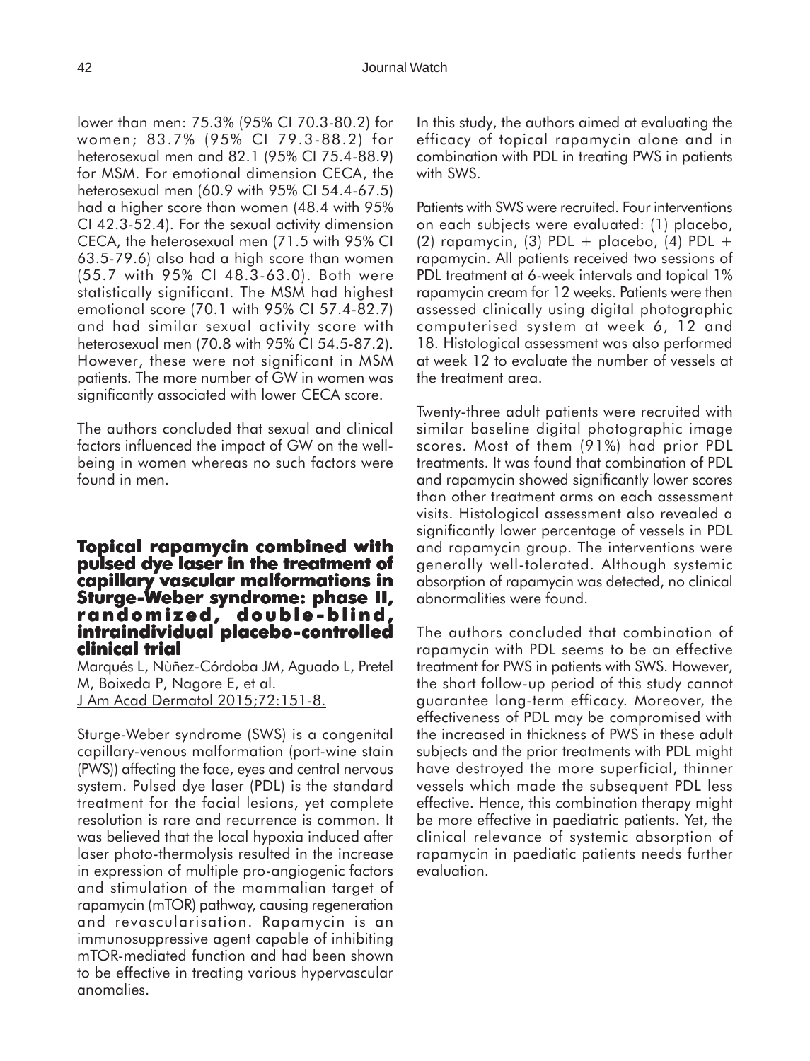lower than men: 75.3% (95% CI 70.3-80.2) for women; 83.7% (95% CI 79.3-88.2) for heterosexual men and 82.1 (95% CI 75.4-88.9) for MSM. For emotional dimension CECA, the heterosexual men (60.9 with 95% CI 54.4-67.5) had a higher score than women (48.4 with 95% CI 42.3-52.4). For the sexual activity dimension CECA, the heterosexual men (71.5 with 95% CI 63.5-79.6) also had a high score than women (55.7 with 95% CI 48.3-63.0). Both were statistically significant. The MSM had highest emotional score (70.1 with 95% CI 57.4-82.7) and had similar sexual activity score with heterosexual men (70.8 with 95% CI 54.5-87.2). However, these were not significant in MSM patients. The more number of GW in women was significantly associated with lower CECA score.

The authors concluded that sexual and clinical factors influenced the impact of GW on the well-being in women whereas no such factors were found in men.

## Topical rapamycin combined with pulsed dye laser in the treatment of capillary vascular malformations in Sturge-Weber syndrome: phase II, randomized, double-blind, intraindividual placebo-controlled clinical trial

Marqués L, Nùñez-Córdoba JM, Aguado L, Pretel M, Boixeda P, Nagore E, et al.
J Am Acad Dermatol 2015;72:151-8.

Sturge-Weber syndrome (SWS) is a congenital capillary-venous malformation (port-wine stain (PWS)) affecting the face, eyes and central nervous system. Pulsed dye laser (PDL) is the standard treatment for the facial lesions, yet complete resolution is rare and recurrence is common. It was believed that the local hypoxia induced after laser photo-thermolysis resulted in the increase in expression of multiple pro-angiogenic factors and stimulation of the mammalian target of rapamycin (mTOR) pathway, causing regeneration and revascularisation. Rapamycin is an immunosuppressive agent capable of inhibiting mTOR-mediated function and had been shown to be effective in treating various hypervascular anomalies.

In this study, the authors aimed at evaluating the efficacy of topical rapamycin alone and in combination with PDL in treating PWS in patients with SWS.

Patients with SWS were recruited. Four interventions on each subjects were evaluated: (1) placebo, (2) rapamycin, (3) PDL + placebo, (4) PDL + rapamycin. All patients received two sessions of PDL treatment at 6-week intervals and topical 1% rapamycin cream for 12 weeks. Patients were then assessed clinically using digital photographic computerised system at week 6, 12 and 18. Histological assessment was also performed at week 12 to evaluate the number of vessels at the treatment area.

Twenty-three adult patients were recruited with similar baseline digital photographic image scores. Most of them (91%) had prior PDL treatments. It was found that combination of PDL and rapamycin showed significantly lower scores than other treatment arms on each assessment visits. Histological assessment also revealed a significantly lower percentage of vessels in PDL and rapamycin group. The interventions were generally well-tolerated. Although systemic absorption of rapamycin was detected, no clinical abnormalities were found.

The authors concluded that combination of rapamycin with PDL seems to be an effective treatment for PWS in patients with SWS. However, the short follow-up period of this study cannot guarantee long-term efficacy. Moreover, the effectiveness of PDL may be compromised with the increased in thickness of PWS in these adult subjects and the prior treatments with PDL might have destroyed the more superficial, thinner vessels which made the subsequent PDL less effective. Hence, this combination therapy might be more effective in paediatric patients. Yet, the clinical relevance of systemic absorption of rapamycin in paediatic patients needs further evaluation.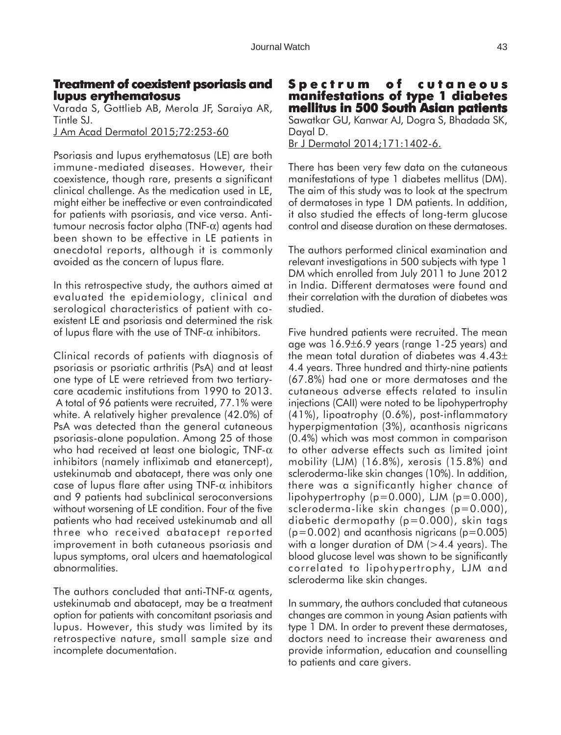## Treatment of coexistent psoriasis and lupus erythematosus

Varada S, Gottlieb AB, Merola JF, Saraiya AR, Tintle SJ.
J Am Acad Dermatol 2015;72:253-60

Psoriasis and lupus erythematosus (LE) are both immune-mediated diseases. However, their coexistence, though rare, presents a significant clinical challenge. As the medication used in LE, might either be ineffective or even contraindicated for patients with psoriasis, and vice versa. Anti-tumour necrosis factor alpha (TNF-$\alpha$) agents had been shown to be effective in LE patients in anecdotal reports, although it is commonly avoided as the concern of lupus flare.

In this retrospective study, the authors aimed at evaluated the epidemiology, clinical and serological characteristics of patient with co-existent LE and psoriasis and determined the risk of lupus flare with the use of TNF-$\alpha$ inhibitors.

Clinical records of patients with diagnosis of psoriasis or psoriatic arthritis (PsA) and at least one type of LE were retrieved from two tertiary-care academic institutions from 1990 to 2013. A total of 96 patients were recruited, 77.1% were white. A relatively higher prevalence (42.0%) of PsA was detected than the general cutaneous psoriasis-alone population. Among 25 of those who had received at least one biologic, TNF-$\alpha$ inhibitors (namely infliximab and etanercept), ustekinumab and abatacept, there was only one case of lupus flare after using TNF-$\alpha$ inhibitors and 9 patients had subclinical seroconversions without worsening of LE condition. Four of the five patients who had received ustekinumab and all three who received abatacept reported improvement in both cutaneous psoriasis and lupus symptoms, oral ulcers and haematological abnormalities.

The authors concluded that anti-TNF-$\alpha$ agents, ustekinumab and abatacept, may be a treatment option for patients with concomitant psoriasis and lupus. However, this study was limited by its retrospective nature, small sample size and incomplete documentation.

## Spectrum of cutaneous manifestations of type 1 diabetes mellitus in 500 South Asian patients

Sawatkar GU, Kanwar AJ, Dogra S, Bhadada SK, Dayal D.
Br J Dermatol 2014;171:1402-6.

There has been very few data on the cutaneous manifestations of type 1 diabetes mellitus (DM). The aim of this study was to look at the spectrum of dermatoses in type 1 DM patients. In addition, it also studied the effects of long-term glucose control and disease duration on these dermatoses.

The authors performed clinical examination and relevant investigations in 500 subjects with type 1 DM which enrolled from July 2011 to June 2012 in India. Different dermatoses were found and their correlation with the duration of diabetes was studied.

Five hundred patients were recruited. The mean age was 16.9±6.9 years (range 1-25 years) and the mean total duration of diabetes was 4.43± 4.4 years. Three hundred and thirty-nine patients (67.8%) had one or more dermatoses and the cutaneous adverse effects related to insulin injections (CAII) were noted to be lipohypertrophy (41%), lipoatrophy (0.6%), post-inflammatory hyperpigmentation (3%), acanthosis nigricans (0.4%) which was most common in comparison to other adverse effects such as limited joint mobility (LJM) (16.8%), xerosis (15.8%) and scleroderma-like skin changes (10%). In addition, there was a significantly higher chance of lipohypertrophy ($p=0.000$), LJM ($p=0.000$), scleroderma-like skin changes ($p=0.000$), diabetic dermopathy ($p=0.000$), skin tags ($p=0.002$) and acanthosis nigricans ($p=0.005$) with a longer duration of DM (>4.4 years). The blood glucose level was shown to be significantly correlated to lipohypertrophy, LJM and scleroderma like skin changes.

In summary, the authors concluded that cutaneous changes are common in young Asian patients with type 1 DM. In order to prevent these dermatoses, doctors need to increase their awareness and provide information, education and counselling to patients and care givers.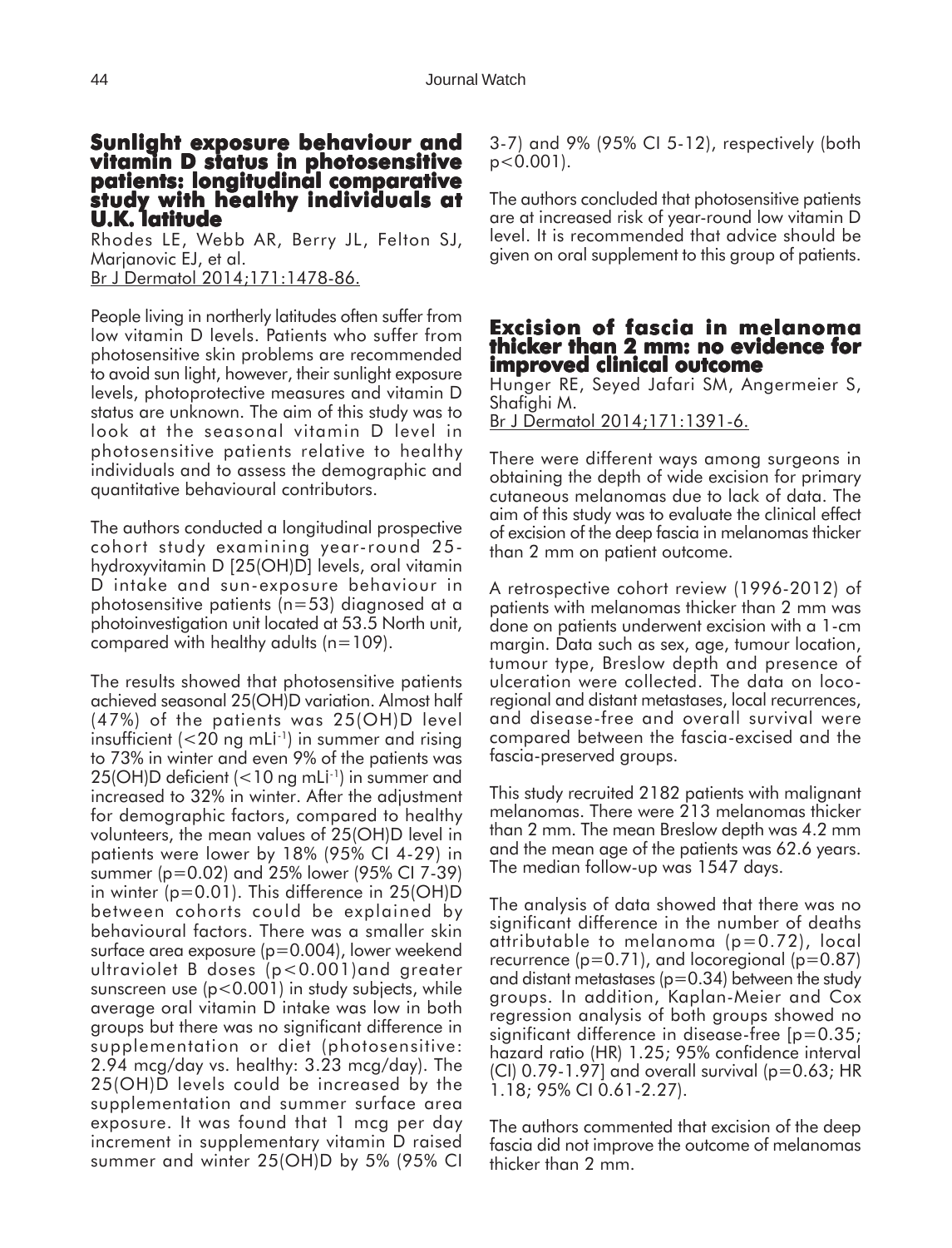## Sunlight exposure behaviour and vitamin D status in photosensitive patients: longitudinal comparative study with healthy individuals at U.K. latitude

Rhodes LE, Webb AR, Berry JL, Felton SJ, Marjanovic EJ, et al.
Br J Dermatol 2014;171:1478-86.

People living in northerly latitudes often suffer from low vitamin D levels. Patients who suffer from photosensitive skin problems are recommended to avoid sun light, however, their sunlight exposure levels, photoprotective measures and vitamin D status are unknown. The aim of this study was to look at the seasonal vitamin D level in photosensitive patients relative to healthy individuals and to assess the demographic and quantitative behavioural contributors.

The authors conducted a longitudinal prospective cohort study examining year-round 25-hydroxyvitamin D [25(OH)D] levels, oral vitamin D intake and sun-exposure behaviour in photosensitive patients (n=53) diagnosed at a photoinvestigation unit located at 53.5 North unit, compared with healthy adults (n=109).

The results showed that photosensitive patients achieved seasonal 25(OH)D variation. Almost half (47%) of the patients was 25(OH)D level insufficient (<20 ng $mLi^{-1}$) in summer and rising to 73% in winter and even 9% of the patients was 25(OH)D deficient (<10 ng $mLi^{-1}$) in summer and increased to 32% in winter. After the adjustment for demographic factors, compared to healthy volunteers, the mean values of 25(OH)D level in patients were lower by 18% (95% CI 4-29) in summer (p=0.02) and 25% lower (95% CI 7-39) in winter (p=0.01). This difference in 25(OH)D between cohorts could be explained by behavioural factors. There was a smaller skin surface area exposure (p=0.004), lower weekend ultraviolet B doses (p<0.001)and greater sunscreen use (p<0.001) in study subjects, while average oral vitamin D intake was low in both groups but there was no significant difference in supplementation or diet (photosensitive: 2.94 mcg/day vs. healthy: 3.23 mcg/day). The 25(OH)D levels could be increased by the supplementation and summer surface area exposure. It was found that 1 mcg per day increment in supplementary vitamin D raised summer and winter 25(OH)D by 5% (95% CI 3-7) and 9% (95% CI 5-12), respectively (both p<0.001).

The authors concluded that photosensitive patients are at increased risk of year-round low vitamin D level. It is recommended that advice should be given on oral supplement to this group of patients.

## Excision of fascia in melanoma thicker than 2 mm: no evidence for improved clinical outcome

Hunger RE, Seyed Jafari SM, Angermeier S, Shafighi M.
Br J Dermatol 2014;171:1391-6.

There were different ways among surgeons in obtaining the depth of wide excision for primary cutaneous melanomas due to lack of data. The aim of this study was to evaluate the clinical effect of excision of the deep fascia in melanomas thicker than 2 mm on patient outcome.

A retrospective cohort review (1996-2012) of patients with melanomas thicker than 2 mm was done on patients underwent excision with a 1-cm margin. Data such as sex, age, tumour location, tumour type, Breslow depth and presence of ulceration were collected. The data on locoregional and distant metastases, local recurrences, and disease-free and overall survival were compared between the fascia-excised and the fascia-preserved groups.

This study recruited 2182 patients with malignant melanomas. There were 213 melanomas thicker than 2 mm. The mean Breslow depth was 4.2 mm and the mean age of the patients was 62.6 years. The median follow-up was 1547 days.

The analysis of data showed that there was no significant difference in the number of deaths attributable to melanoma (p=0.72), local recurrence (p=0.71), and locoregional (p=0.87) and distant metastases (p=0.34) between the study groups. In addition, Kaplan-Meier and Cox regression analysis of both groups showed no significant difference in disease-free [p=0.35; hazard ratio (HR) 1.25; 95% confidence interval (CI) 0.79-1.97] and overall survival (p=0.63; HR 1.18; 95% CI 0.61-2.27).

The authors commented that excision of the deep fascia did not improve the outcome of melanomas thicker than 2 mm.